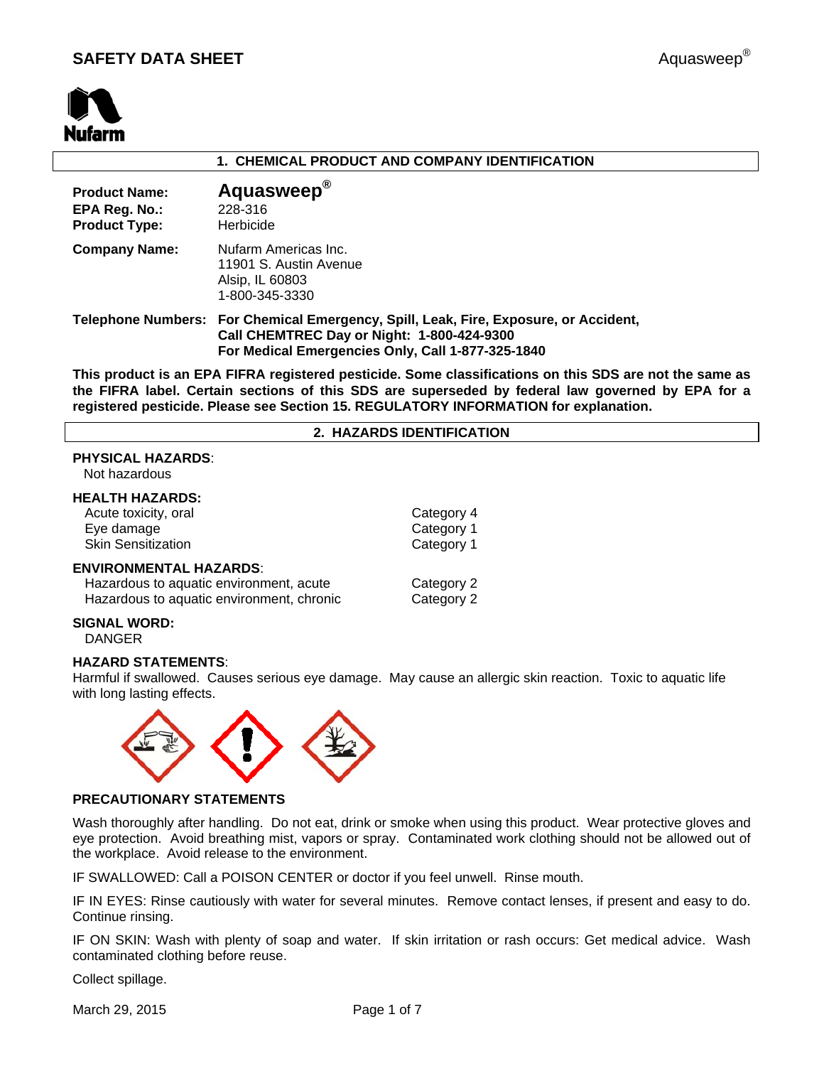# SAFETY DATA SHEET

Aquasweep®

Nufarm

## 1. CHEMICAL PRODUCT AND COMPANY IDENTIFICATION

**Product Name:** **Aquasweep®**
**EPA Reg. No.:** 228-316
**Product Type:** Herbicide

**Company Name:** Nufarm Americas Inc.
11901 S. Austin Avenue
Alsip, IL 60803
1-800-345-3330

**Telephone Numbers:** **For Chemical Emergency, Spill, Leak, Fire, Exposure, or Accident, Call CHEMTREC Day or Night: 1-800-424-9300**
**For Medical Emergencies Only, Call 1-877-325-1840**

**This product is an EPA FIFRA registered pesticide. Some classifications on this SDS are not the same as the FIFRA label. Certain sections of this SDS are superseded by federal law governed by EPA for a registered pesticide. Please see Section 15. REGULATORY INFORMATION for explanation.**

## 2. HAZARDS IDENTIFICATION

**PHYSICAL HAZARDS**:
Not hazardous

**HEALTH HAZARDS:**

| | |
|---|---|
| Acute toxicity, oral | Category 4 |
| Eye damage | Category 1 |
| Skin Sensitization | Category 1 |

**ENVIRONMENTAL HAZARDS**:

| | |
|---|---|
| Hazardous to aquatic environment, acute | Category 2 |
| Hazardous to aquatic environment, chronic | Category 2 |

**SIGNAL WORD:**
DANGER

**HAZARD STATEMENTS**:
Harmful if swallowed. Causes serious eye damage. May cause an allergic skin reaction. Toxic to aquatic life with long lasting effects.

**PRECAUTIONARY STATEMENTS**

Wash thoroughly after handling. Do not eat, drink or smoke when using this product. Wear protective gloves and eye protection. Avoid breathing mist, vapors or spray. Contaminated work clothing should not be allowed out of the workplace. Avoid release to the environment.

IF SWALLOWED: Call a POISON CENTER or doctor if you feel unwell. Rinse mouth.

IF IN EYES: Rinse cautiously with water for several minutes. Remove contact lenses, if present and easy to do. Continue rinsing.

IF ON SKIN: Wash with plenty of soap and water. If skin irritation or rash occurs: Get medical advice. Wash contaminated clothing before reuse.

Collect spillage.

March 29, 2015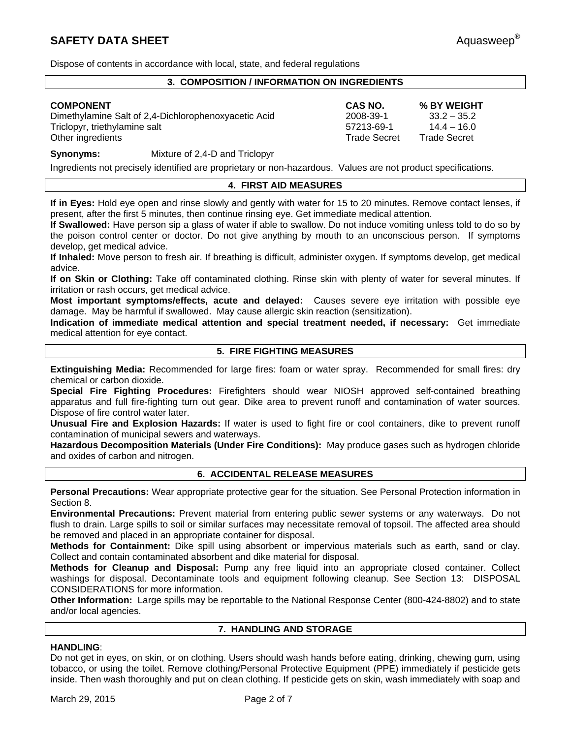Dispose of contents in accordance with local, state, and federal regulations

## 3. COMPOSITION / INFORMATION ON INGREDIENTS

| COMPONENT | CAS NO. | % BY WEIGHT |
|---|---|---|
| Dimethylamine Salt of 2,4-Dichlorophenoxyacetic Acid | 2008-39-1 | 33.2 – 35.2 |
| Triclopyr, triethylamine salt | 57213-69-1 | 14.4 – 16.0 |
| Other ingredients | Trade Secret | Trade Secret |

**Synonyms:** Mixture of 2,4-D and Triclopyr

Ingredients not precisely identified are proprietary or non-hazardous. Values are not product specifications.

## 4. FIRST AID MEASURES

**If in Eyes:** Hold eye open and rinse slowly and gently with water for 15 to 20 minutes. Remove contact lenses, if present, after the first 5 minutes, then continue rinsing eye. Get immediate medical attention.

**If Swallowed:** Have person sip a glass of water if able to swallow. Do not induce vomiting unless told to do so by the poison control center or doctor. Do not give anything by mouth to an unconscious person. If symptoms develop, get medical advice.

**If Inhaled:** Move person to fresh air. If breathing is difficult, administer oxygen. If symptoms develop, get medical advice.

**If on Skin or Clothing:** Take off contaminated clothing. Rinse skin with plenty of water for several minutes. If irritation or rash occurs, get medical advice.

**Most important symptoms/effects, acute and delayed:** Causes severe eye irritation with possible eye damage. May be harmful if swallowed. May cause allergic skin reaction (sensitization).

**Indication of immediate medical attention and special treatment needed, if necessary:** Get immediate medical attention for eye contact.

## 5. FIRE FIGHTING MEASURES

**Extinguishing Media:** Recommended for large fires: foam or water spray. Recommended for small fires: dry chemical or carbon dioxide.

**Special Fire Fighting Procedures:** Firefighters should wear NIOSH approved self-contained breathing apparatus and full fire-fighting turn out gear. Dike area to prevent runoff and contamination of water sources. Dispose of fire control water later.

**Unusual Fire and Explosion Hazards:** If water is used to fight fire or cool containers, dike to prevent runoff contamination of municipal sewers and waterways.

**Hazardous Decomposition Materials (Under Fire Conditions):** May produce gases such as hydrogen chloride and oxides of carbon and nitrogen.

## 6. ACCIDENTAL RELEASE MEASURES

**Personal Precautions:** Wear appropriate protective gear for the situation. See Personal Protection information in Section 8.

**Environmental Precautions:** Prevent material from entering public sewer systems or any waterways. Do not flush to drain. Large spills to soil or similar surfaces may necessitate removal of topsoil. The affected area should be removed and placed in an appropriate container for disposal.

**Methods for Containment:** Dike spill using absorbent or impervious materials such as earth, sand or clay. Collect and contain contaminated absorbent and dike material for disposal.

**Methods for Cleanup and Disposal:** Pump any free liquid into an appropriate closed container. Collect washings for disposal. Decontaminate tools and equipment following cleanup. See Section 13: DISPOSAL CONSIDERATIONS for more information.

**Other Information:** Large spills may be reportable to the National Response Center (800-424-8802) and to state and/or local agencies.

## 7. HANDLING AND STORAGE

**HANDLING**:

Do not get in eyes, on skin, or on clothing. Users should wash hands before eating, drinking, chewing gum, using tobacco, or using the toilet. Remove clothing/Personal Protective Equipment (PPE) immediately if pesticide gets inside. Then wash thoroughly and put on clean clothing. If pesticide gets on skin, wash immediately with soap and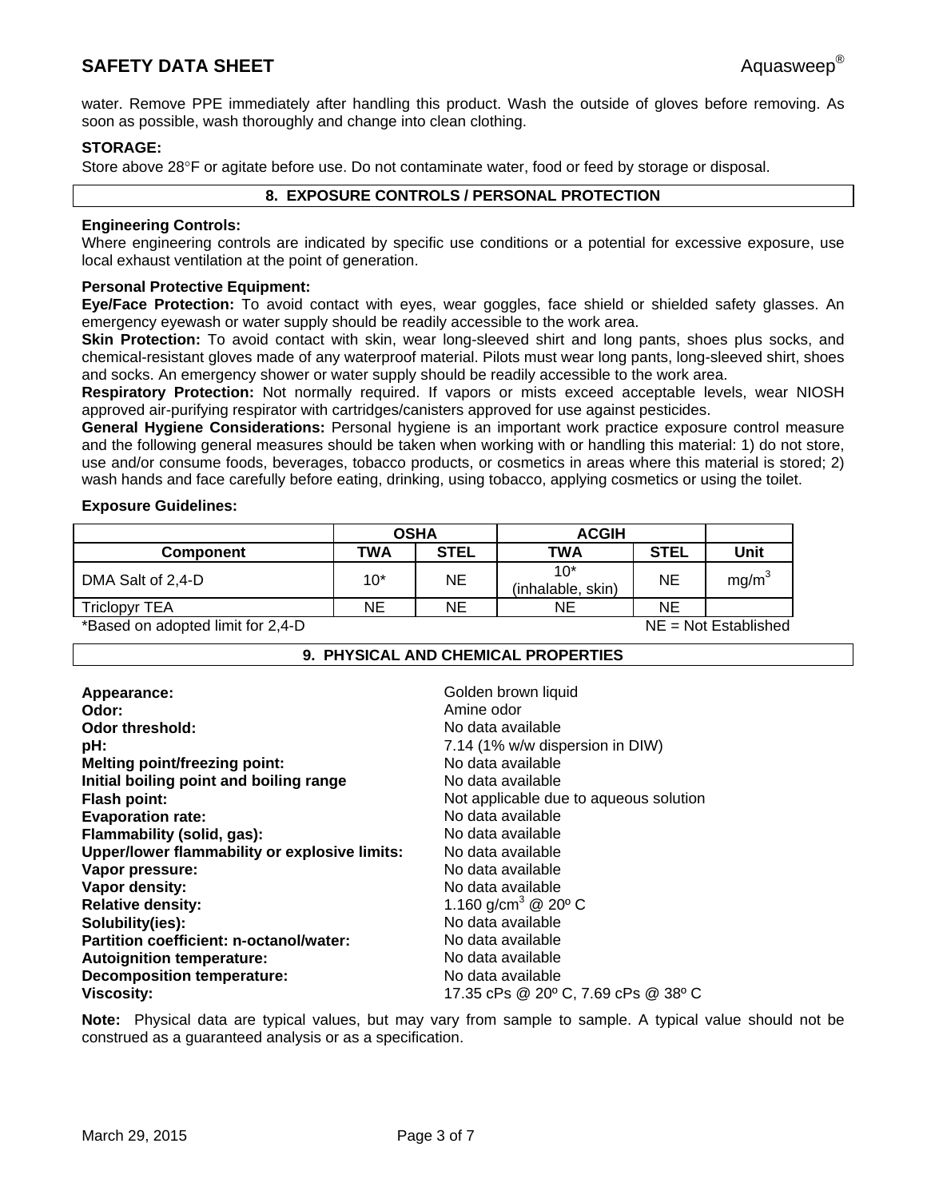water. Remove PPE immediately after handling this product. Wash the outside of gloves before removing. As soon as possible, wash thoroughly and change into clean clothing.

**STORAGE:**

Store above 28°F or agitate before use. Do not contaminate water, food or feed by storage or disposal.

## 8. EXPOSURE CONTROLS / PERSONAL PROTECTION

**Engineering Controls:**

Where engineering controls are indicated by specific use conditions or a potential for excessive exposure, use local exhaust ventilation at the point of generation.

**Personal Protective Equipment:**

**Eye/Face Protection:** To avoid contact with eyes, wear goggles, face shield or shielded safety glasses. An emergency eyewash or water supply should be readily accessible to the work area.

**Skin Protection:** To avoid contact with skin, wear long-sleeved shirt and long pants, shoes plus socks, and chemical-resistant gloves made of any waterproof material. Pilots must wear long pants, long-sleeved shirt, shoes and socks. An emergency shower or water supply should be readily accessible to the work area.

**Respiratory Protection:** Not normally required. If vapors or mists exceed acceptable levels, wear NIOSH approved air-purifying respirator with cartridges/canisters approved for use against pesticides.

**General Hygiene Considerations:** Personal hygiene is an important work practice exposure control measure and the following general measures should be taken when working with or handling this material: 1) do not store, use and/or consume foods, beverages, tobacco products, or cosmetics in areas where this material is stored; 2) wash hands and face carefully before eating, drinking, using tobacco, applying cosmetics or using the toilet.

**Exposure Guidelines:**

| | OSHA | | ACGIH | | |
|---|---|---|---|---|---|
| **Component** | **TWA** | **STEL** | **TWA** | **STEL** | **Unit** |
| DMA Salt of 2,4-D | 10* | NE | 10* (inhalable, skin) | NE | $mg/m^3$ |
| Triclopyr TEA | NE | NE | NE | NE | |

*Based on adopted limit for 2,4-D NE = Not Established

## 9. PHYSICAL AND CHEMICAL PROPERTIES

| | |
|---|---|
| **Appearance:** | Golden brown liquid |
| **Odor:** | Amine odor |
| **Odor threshold:** | No data available |
| **pH:** | 7.14 (1% w/w dispersion in DIW) |
| **Melting point/freezing point:** | No data available |
| **Initial boiling point and boiling range** | No data available |
| **Flash point:** | Not applicable due to aqueous solution |
| **Evaporation rate:** | No data available |
| **Flammability (solid, gas):** | No data available |
| **Upper/lower flammability or explosive limits:** | No data available |
| **Vapor pressure:** | No data available |
| **Vapor density:** | No data available |
| **Relative density:** | 1.160 $g/cm^3$ @ 20º C |
| **Solubility(ies):** | No data available |
| **Partition coefficient: n-octanol/water:** | No data available |
| **Autoignition temperature:** | No data available |
| **Decomposition temperature:** | No data available |
| **Viscosity:** | 17.35 cPs @ 20º C, 7.69 cPs @ 38º C |

**Note:** Physical data are typical values, but may vary from sample to sample. A typical value should not be construed as a guaranteed analysis or as a specification.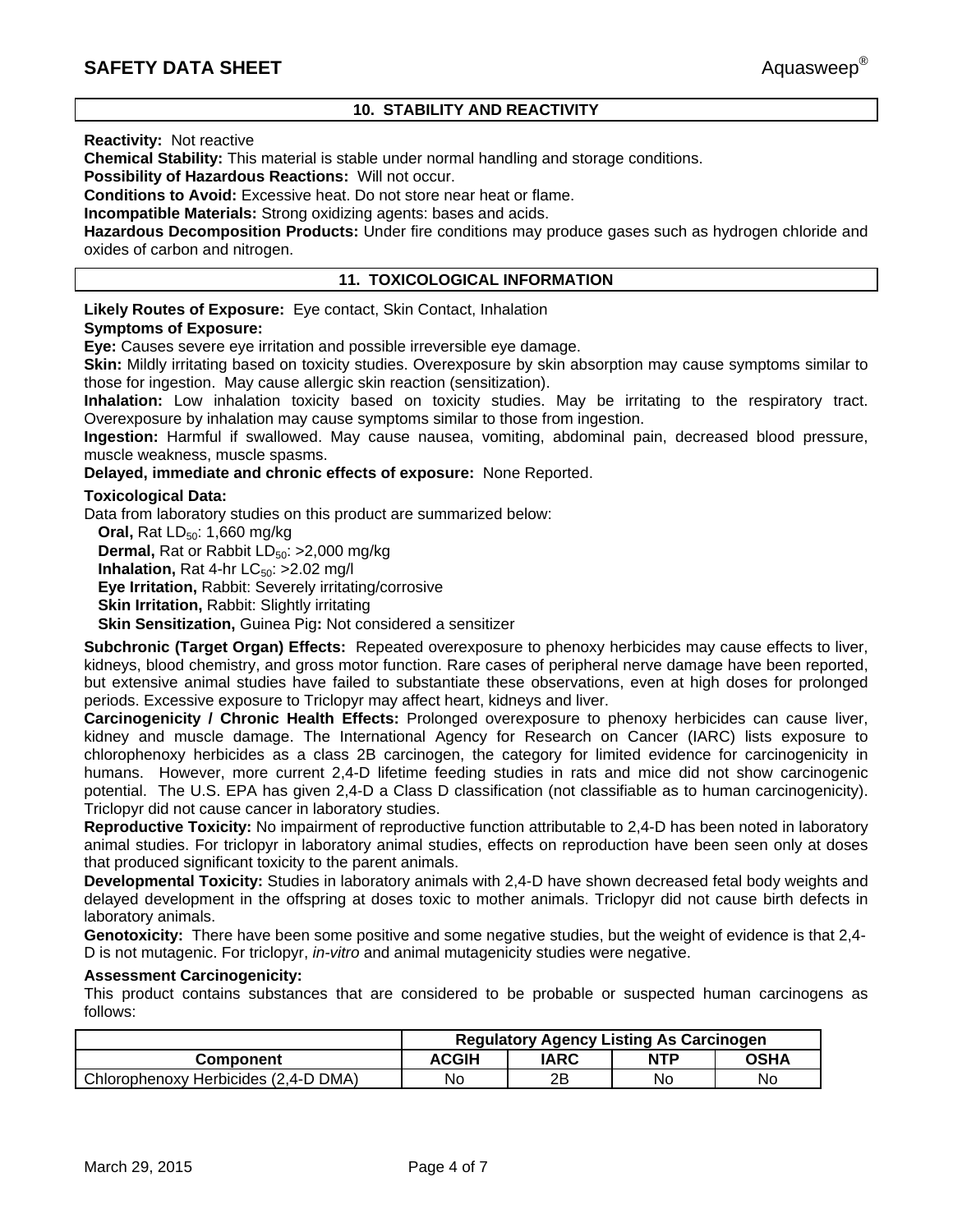## 10. STABILITY AND REACTIVITY

**Reactivity:** Not reactive

**Chemical Stability:** This material is stable under normal handling and storage conditions.

**Possibility of Hazardous Reactions:** Will not occur.

**Conditions to Avoid:** Excessive heat. Do not store near heat or flame.

**Incompatible Materials:** Strong oxidizing agents: bases and acids.

**Hazardous Decomposition Products:** Under fire conditions may produce gases such as hydrogen chloride and oxides of carbon and nitrogen.

## 11. TOXICOLOGICAL INFORMATION

**Likely Routes of Exposure:** Eye contact, Skin Contact, Inhalation

**Symptoms of Exposure:**

**Eye:** Causes severe eye irritation and possible irreversible eye damage.

**Skin:** Mildly irritating based on toxicity studies. Overexposure by skin absorption may cause symptoms similar to those for ingestion. May cause allergic skin reaction (sensitization).

**Inhalation:** Low inhalation toxicity based on toxicity studies. May be irritating to the respiratory tract. Overexposure by inhalation may cause symptoms similar to those from ingestion.

**Ingestion:** Harmful if swallowed. May cause nausea, vomiting, abdominal pain, decreased blood pressure, muscle weakness, muscle spasms.

**Delayed, immediate and chronic effects of exposure:** None Reported.

**Toxicological Data:**

Data from laboratory studies on this product are summarized below:

**Oral,** Rat $LD_{50}$: 1,660 mg/kg
**Dermal,** Rat or Rabbit $LD_{50}$: >2,000 mg/kg
**Inhalation,** Rat 4-hr $LC_{50}$: >2.02 mg/l
**Eye Irritation,** Rabbit: Severely irritating/corrosive
**Skin Irritation,** Rabbit: Slightly irritating
**Skin Sensitization,** Guinea Pig**:** Not considered a sensitizer

**Subchronic (Target Organ) Effects:** Repeated overexposure to phenoxy herbicides may cause effects to liver, kidneys, blood chemistry, and gross motor function. Rare cases of peripheral nerve damage have been reported, but extensive animal studies have failed to substantiate these observations, even at high doses for prolonged periods. Excessive exposure to Triclopyr may affect heart, kidneys and liver.

**Carcinogenicity / Chronic Health Effects:** Prolonged overexposure to phenoxy herbicides can cause liver, kidney and muscle damage. The International Agency for Research on Cancer (IARC) lists exposure to chlorophenoxy herbicides as a class 2B carcinogen, the category for limited evidence for carcinogenicity in humans. However, more current 2,4-D lifetime feeding studies in rats and mice did not show carcinogenic potential. The U.S. EPA has given 2,4-D a Class D classification (not classifiable as to human carcinogenicity). Triclopyr did not cause cancer in laboratory studies.

**Reproductive Toxicity:** No impairment of reproductive function attributable to 2,4-D has been noted in laboratory animal studies. For triclopyr in laboratory animal studies, effects on reproduction have been seen only at doses that produced significant toxicity to the parent animals.

**Developmental Toxicity:** Studies in laboratory animals with 2,4-D have shown decreased fetal body weights and delayed development in the offspring at doses toxic to mother animals. Triclopyr did not cause birth defects in laboratory animals.

**Genotoxicity:** There have been some positive and some negative studies, but the weight of evidence is that 2,4-D is not mutagenic. For triclopyr, *in-vitro* and animal mutagenicity studies were negative.

**Assessment Carcinogenicity:**

This product contains substances that are considered to be probable or suspected human carcinogens as follows:

| | Regulatory Agency Listing As Carcinogen | | | |
|---|---|---|---|---|
| **Component** | **ACGIH** | **IARC** | **NTP** | **OSHA** |
| Chlorophenoxy Herbicides (2,4-D DMA) | No | 2B | No | No |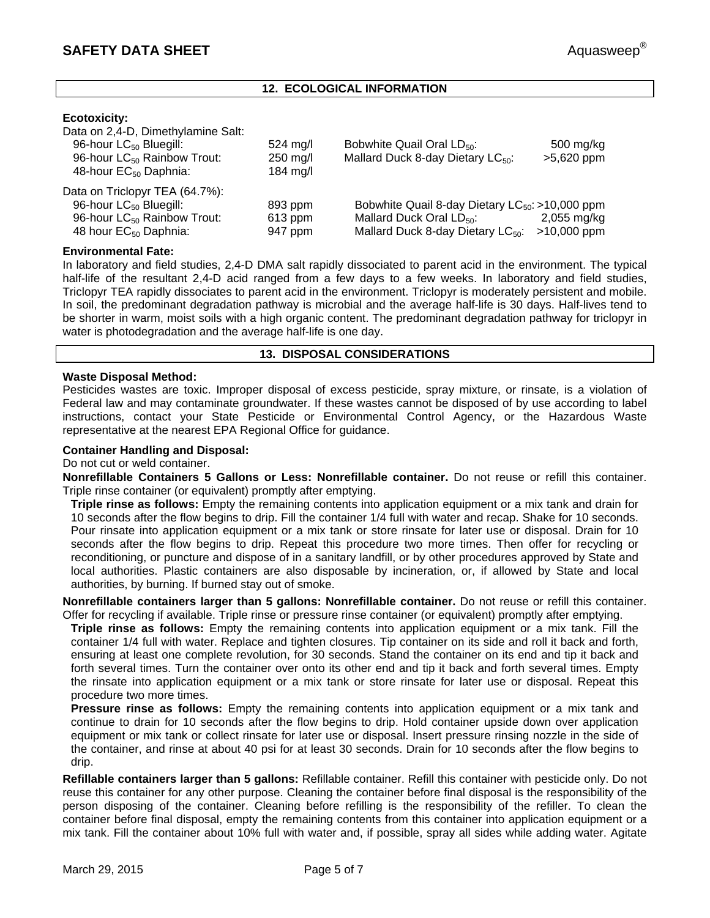## 12. ECOLOGICAL INFORMATION

**Ecotoxicity:**

Data on 2,4-D, Dimethylamine Salt:

| | | | |
|---|---|---|---|
| 96-hour $LC_{50}$ Bluegill: | 524 mg/l | Bobwhite Quail Oral $LD_{50}$: | 500 mg/kg |
| 96-hour $LC_{50}$ Rainbow Trout: | 250 mg/l | Mallard Duck 8-day Dietary $LC_{50}$: | >5,620 ppm |
| 48-hour $EC_{50}$ Daphnia: | 184 mg/l | | |

Data on Triclopyr TEA (64.7%):

| | | | |
|---|---|---|---|
| 96-hour $LC_{50}$ Bluegill: | 893 ppm | Bobwhite Quail 8-day Dietary $LC_{50}$: | >10,000 ppm |
| 96-hour $LC_{50}$ Rainbow Trout: | 613 ppm | Mallard Duck Oral $LD_{50}$: | 2,055 mg/kg |
| 48 hour $EC_{50}$ Daphnia: | 947 ppm | Mallard Duck 8-day Dietary $LC_{50}$: | >10,000 ppm |

**Environmental Fate:**

In laboratory and field studies, 2,4-D DMA salt rapidly dissociated to parent acid in the environment. The typical half-life of the resultant 2,4-D acid ranged from a few days to a few weeks. In laboratory and field studies, Triclopyr TEA rapidly dissociates to parent acid in the environment. Triclopyr is moderately persistent and mobile. In soil, the predominant degradation pathway is microbial and the average half-life is 30 days. Half-lives tend to be shorter in warm, moist soils with a high organic content. The predominant degradation pathway for triclopyr in water is photodegradation and the average half-life is one day.

## 13. DISPOSAL CONSIDERATIONS

**Waste Disposal Method:**

Pesticides wastes are toxic. Improper disposal of excess pesticide, spray mixture, or rinsate, is a violation of Federal law and may contaminate groundwater. If these wastes cannot be disposed of by use according to label instructions, contact your State Pesticide or Environmental Control Agency, or the Hazardous Waste representative at the nearest EPA Regional Office for guidance.

**Container Handling and Disposal:**

Do not cut or weld container.

**Nonrefillable Containers 5 Gallons or Less: Nonrefillable container.** Do not reuse or refill this container. Triple rinse container (or equivalent) promptly after emptying.

**Triple rinse as follows:** Empty the remaining contents into application equipment or a mix tank and drain for 10 seconds after the flow begins to drip. Fill the container 1/4 full with water and recap. Shake for 10 seconds. Pour rinsate into application equipment or a mix tank or store rinsate for later use or disposal. Drain for 10 seconds after the flow begins to drip. Repeat this procedure two more times. Then offer for recycling or reconditioning, or puncture and dispose of in a sanitary landfill, or by other procedures approved by State and local authorities. Plastic containers are also disposable by incineration, or, if allowed by State and local authorities, by burning. If burned stay out of smoke.

**Nonrefillable containers larger than 5 gallons: Nonrefillable container.** Do not reuse or refill this container. Offer for recycling if available. Triple rinse or pressure rinse container (or equivalent) promptly after emptying.

**Triple rinse as follows:** Empty the remaining contents into application equipment or a mix tank. Fill the container 1/4 full with water. Replace and tighten closures. Tip container on its side and roll it back and forth, ensuring at least one complete revolution, for 30 seconds. Stand the container on its end and tip it back and forth several times. Turn the container over onto its other end and tip it back and forth several times. Empty the rinsate into application equipment or a mix tank or store rinsate for later use or disposal. Repeat this procedure two more times.

**Pressure rinse as follows:** Empty the remaining contents into application equipment or a mix tank and continue to drain for 10 seconds after the flow begins to drip. Hold container upside down over application equipment or mix tank or collect rinsate for later use or disposal. Insert pressure rinsing nozzle in the side of the container, and rinse at about 40 psi for at least 30 seconds. Drain for 10 seconds after the flow begins to drip.

**Refillable containers larger than 5 gallons:** Refillable container. Refill this container with pesticide only. Do not reuse this container for any other purpose. Cleaning the container before final disposal is the responsibility of the person disposing of the container. Cleaning before refilling is the responsibility of the refiller. To clean the container before final disposal, empty the remaining contents from this container into application equipment or a mix tank. Fill the container about 10% full with water and, if possible, spray all sides while adding water. Agitate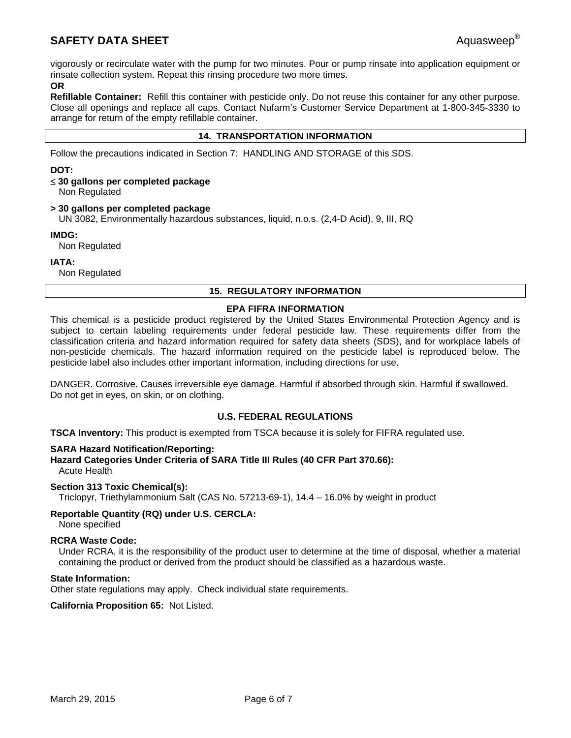vigorously or recirculate water with the pump for two minutes. Pour or pump rinsate into application equipment or rinsate collection system. Repeat this rinsing procedure two more times.

**OR**

**Refillable Container:** Refill this container with pesticide only. Do not reuse this container for any other purpose. Close all openings and replace all caps. Contact Nufarm's Customer Service Department at 1-800-345-3330 to arrange for return of the empty refillable container.

## 14. TRANSPORTATION INFORMATION

Follow the precautions indicated in Section 7: HANDLING AND STORAGE of this SDS.

**DOT:**

**≤ 30 gallons per completed package**
Non Regulated

**> 30 gallons per completed package**
UN 3082, Environmentally hazardous substances, liquid, n.o.s. (2,4-D Acid), 9, III, RQ

**IMDG:**
Non Regulated

**IATA:**
Non Regulated

## 15. REGULATORY INFORMATION

### EPA FIFRA INFORMATION

This chemical is a pesticide product registered by the United States Environmental Protection Agency and is subject to certain labeling requirements under federal pesticide law. These requirements differ from the classification criteria and hazard information required for safety data sheets (SDS), and for workplace labels of non-pesticide chemicals. The hazard information required on the pesticide label is reproduced below. The pesticide label also includes other important information, including directions for use.

DANGER. Corrosive. Causes irreversible eye damage. Harmful if absorbed through skin. Harmful if swallowed. Do not get in eyes, on skin, or on clothing.

### U.S. FEDERAL REGULATIONS

**TSCA Inventory:** This product is exempted from TSCA because it is solely for FIFRA regulated use.

**SARA Hazard Notification/Reporting:**
**Hazard Categories Under Criteria of SARA Title III Rules (40 CFR Part 370.66):**
Acute Health

**Section 313 Toxic Chemical(s):**
Triclopyr, Triethylammonium Salt (CAS No. 57213-69-1), 14.4 – 16.0% by weight in product

**Reportable Quantity (RQ) under U.S. CERCLA:**
None specified

**RCRA Waste Code:**
Under RCRA, it is the responsibility of the product user to determine at the time of disposal, whether a material containing the product or derived from the product should be classified as a hazardous waste.

**State Information:**
Other state regulations may apply. Check individual state requirements.

**California Proposition 65:** Not Listed.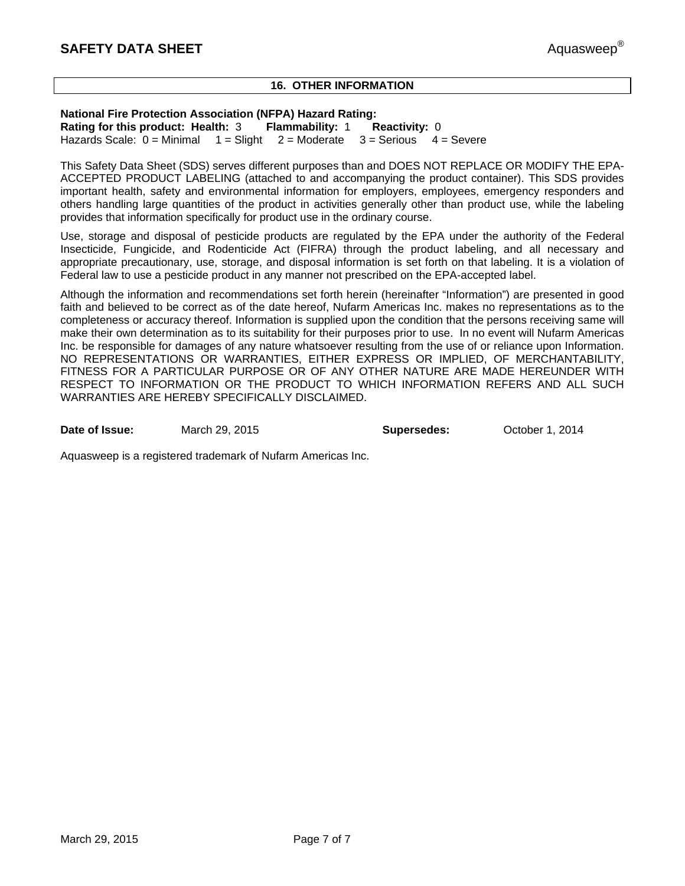## 16. OTHER INFORMATION

**National Fire Protection Association (NFPA) Hazard Rating:**
**Rating for this product: Health:** 3 **Flammability:** 1 **Reactivity:** 0
Hazards Scale: 0 = Minimal 1 = Slight 2 = Moderate 3 = Serious 4 = Severe

This Safety Data Sheet (SDS) serves different purposes than and DOES NOT REPLACE OR MODIFY THE EPA-ACCEPTED PRODUCT LABELING (attached to and accompanying the product container). This SDS provides important health, safety and environmental information for employers, employees, emergency responders and others handling large quantities of the product in activities generally other than product use, while the labeling provides that information specifically for product use in the ordinary course.

Use, storage and disposal of pesticide products are regulated by the EPA under the authority of the Federal Insecticide, Fungicide, and Rodenticide Act (FIFRA) through the product labeling, and all necessary and appropriate precautionary, use, storage, and disposal information is set forth on that labeling. It is a violation of Federal law to use a pesticide product in any manner not prescribed on the EPA-accepted label.

Although the information and recommendations set forth herein (hereinafter "Information") are presented in good faith and believed to be correct as of the date hereof, Nufarm Americas Inc. makes no representations as to the completeness or accuracy thereof. Information is supplied upon the condition that the persons receiving same will make their own determination as to its suitability for their purposes prior to use. In no event will Nufarm Americas Inc. be responsible for damages of any nature whatsoever resulting from the use of or reliance upon Information. NO REPRESENTATIONS OR WARRANTIES, EITHER EXPRESS OR IMPLIED, OF MERCHANTABILITY, FITNESS FOR A PARTICULAR PURPOSE OR OF ANY OTHER NATURE ARE MADE HEREUNDER WITH RESPECT TO INFORMATION OR THE PRODUCT TO WHICH INFORMATION REFERS AND ALL SUCH WARRANTIES ARE HEREBY SPECIFICALLY DISCLAIMED.

**Date of Issue:** March 29, 2015 **Supersedes:** October 1, 2014

Aquasweep is a registered trademark of Nufarm Americas Inc.